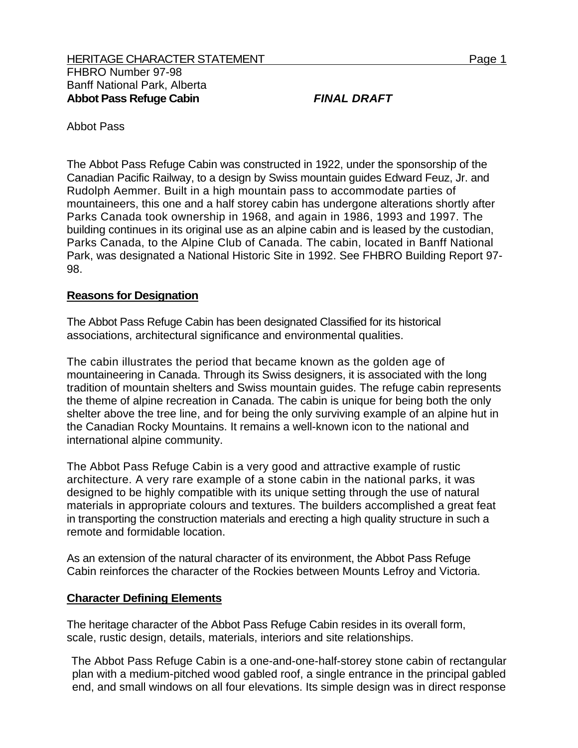HERITAGE CHARACTER STATEMENT

FHBRO Number 97-98
Banff National Park, Alberta
**Abbot Pass Refuge Cabin** ***FINAL DRAFT***

Abbot Pass

The Abbot Pass Refuge Cabin was constructed in 1922, under the sponsorship of the Canadian Pacific Railway, to a design by Swiss mountain guides Edward Feuz, Jr. and Rudolph Aemmer. Built in a high mountain pass to accommodate parties of mountaineers, this one and a half storey cabin has undergone alterations shortly after Parks Canada took ownership in 1968, and again in 1986, 1993 and 1997. The building continues in its original use as an alpine cabin and is leased by the custodian, Parks Canada, to the Alpine Club of Canada. The cabin, located in Banff National Park, was designated a National Historic Site in 1992. See FHBRO Building Report 97-98.

## Reasons for Designation

The Abbot Pass Refuge Cabin has been designated Classified for its historical associations, architectural significance and environmental qualities.

The cabin illustrates the period that became known as the golden age of mountaineering in Canada. Through its Swiss designers, it is associated with the long tradition of mountain shelters and Swiss mountain guides. The refuge cabin represents the theme of alpine recreation in Canada. The cabin is unique for being both the only shelter above the tree line, and for being the only surviving example of an alpine hut in the Canadian Rocky Mountains. It remains a well-known icon to the national and international alpine community.

The Abbot Pass Refuge Cabin is a very good and attractive example of rustic architecture. A very rare example of a stone cabin in the national parks, it was designed to be highly compatible with its unique setting through the use of natural materials in appropriate colours and textures. The builders accomplished a great feat in transporting the construction materials and erecting a high quality structure in such a remote and formidable location.

As an extension of the natural character of its environment, the Abbot Pass Refuge Cabin reinforces the character of the Rockies between Mounts Lefroy and Victoria.

## Character Defining Elements

The heritage character of the Abbot Pass Refuge Cabin resides in its overall form, scale, rustic design, details, materials, interiors and site relationships.

The Abbot Pass Refuge Cabin is a one-and-one-half-storey stone cabin of rectangular plan with a medium-pitched wood gabled roof, a single entrance in the principal gabled end, and small windows on all four elevations. Its simple design was in direct response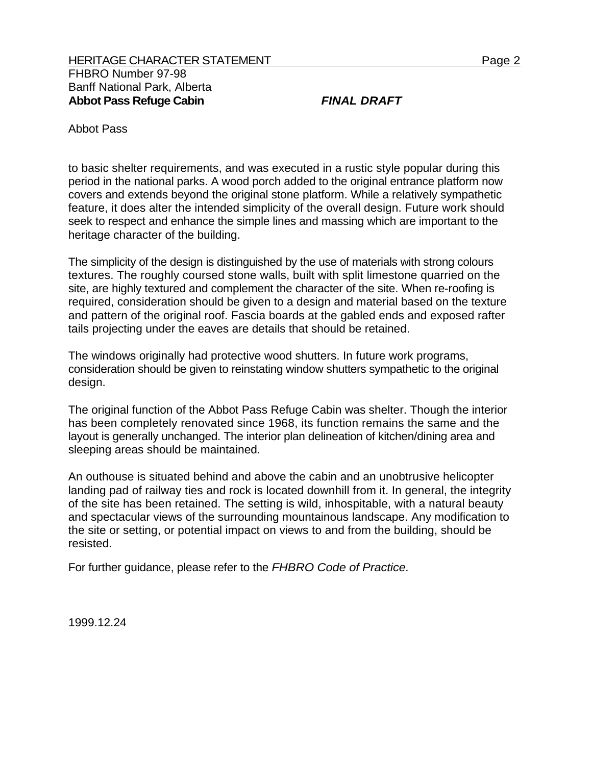Abbot Pass

to basic shelter requirements, and was executed in a rustic style popular during this period in the national parks. A wood porch added to the original entrance platform now covers and extends beyond the original stone platform. While a relatively sympathetic feature, it does alter the intended simplicity of the overall design. Future work should seek to respect and enhance the simple lines and massing which are important to the heritage character of the building.

The simplicity of the design is distinguished by the use of materials with strong colours textures. The roughly coursed stone walls, built with split limestone quarried on the site, are highly textured and complement the character of the site. When re-roofing is required, consideration should be given to a design and material based on the texture and pattern of the original roof. Fascia boards at the gabled ends and exposed rafter tails projecting under the eaves are details that should be retained.

The windows originally had protective wood shutters. In future work programs, consideration should be given to reinstating window shutters sympathetic to the original design.

The original function of the Abbot Pass Refuge Cabin was shelter. Though the interior has been completely renovated since 1968, its function remains the same and the layout is generally unchanged. The interior plan delineation of kitchen/dining area and sleeping areas should be maintained.

An outhouse is situated behind and above the cabin and an unobtrusive helicopter landing pad of railway ties and rock is located downhill from it. In general, the integrity of the site has been retained. The setting is wild, inhospitable, with a natural beauty and spectacular views of the surrounding mountainous landscape. Any modification to the site or setting, or potential impact on views to and from the building, should be resisted.

For further guidance, please refer to the *FHBRO Code of Practice.*

1999.12.24